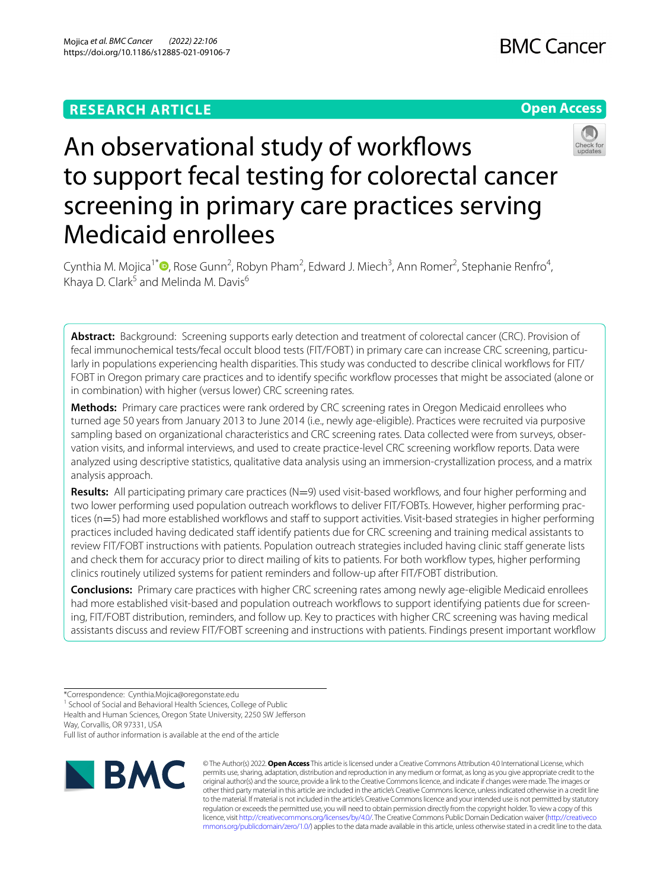RESEARCH ARTICLE

Open Access

# An observational study of workflows to support fecal testing for colorectal cancer screening in primary care practices serving Medicaid enrollees

Cynthia M. Mojica[1*], Rose Gunn[2], Robyn Pham[2], Edward J. Miech[3], Ann Romer[2], Stephanie Renfro[4], Khaya D. Clark[5] and Melinda M. Davis[6]

**Abstract: Background:** Screening supports early detection and treatment of colorectal cancer (CRC). Provision of fecal immunochemical tests/fecal occult blood tests (FIT/FOBT) in primary care can increase CRC screening, particularly in populations experiencing health disparities. This study was conducted to describe clinical workflows for FIT/FOBT in Oregon primary care practices and to identify specific workflow processes that might be associated (alone or in combination) with higher (versus lower) CRC screening rates.

**Methods:** Primary care practices were rank ordered by CRC screening rates in Oregon Medicaid enrollees who turned age 50 years from January 2013 to June 2014 (i.e., newly age-eligible). Practices were recruited via purposive sampling based on organizational characteristics and CRC screening rates. Data collected were from surveys, observation visits, and informal interviews, and used to create practice-level CRC screening workflow reports. Data were analyzed using descriptive statistics, qualitative data analysis using an immersion-crystallization process, and a matrix analysis approach.

**Results:** All participating primary care practices (N=9) used visit-based workflows, and four higher performing and two lower performing used population outreach workflows to deliver FIT/FOBTs. However, higher performing practices (n=5) had more established workflows and staff to support activities. Visit-based strategies in higher performing practices included having dedicated staff identify patients due for CRC screening and training medical assistants to review FIT/FOBT instructions with patients. Population outreach strategies included having clinic staff generate lists and check them for accuracy prior to direct mailing of kits to patients. For both workflow types, higher performing clinics routinely utilized systems for patient reminders and follow-up after FIT/FOBT distribution.

**Conclusions:** Primary care practices with higher CRC screening rates among newly age-eligible Medicaid enrollees had more established visit-based and population outreach workflows to support identifying patients due for screening, FIT/FOBT distribution, reminders, and follow up. Key to practices with higher CRC screening was having medical assistants discuss and review FIT/FOBT screening and instructions with patients. Findings present important workflow

*Correspondence: Cynthia.Mojica@oregonstate.edu

[1] School of Social and Behavioral Health Sciences, College of Public Health and Human Sciences, Oregon State University, 2250 SW Jefferson Way, Corvallis, OR 97331, USA

Full list of author information is available at the end of the article

© The Author(s) 2022. **Open Access** This article is licensed under a Creative Commons Attribution 4.0 International License, which permits use, sharing, adaptation, distribution and reproduction in any medium or format, as long as you give appropriate credit to the original author(s) and the source, provide a link to the Creative Commons licence, and indicate if changes were made. The images or other third party material in this article are included in the article's Creative Commons licence, unless indicated otherwise in a credit line to the material. If material is not included in the article's Creative Commons licence and your intended use is not permitted by statutory regulation or exceeds the permitted use, you will need to obtain permission directly from the copyright holder. To view a copy of this licence, visit http://creativecommons.org/licenses/by/4.0/. The Creative Commons Public Domain Dedication waiver (http://creativecommons.org/publicdomain/zero/1.0/) applies to the data made available in this article, unless otherwise stated in a credit line to the data.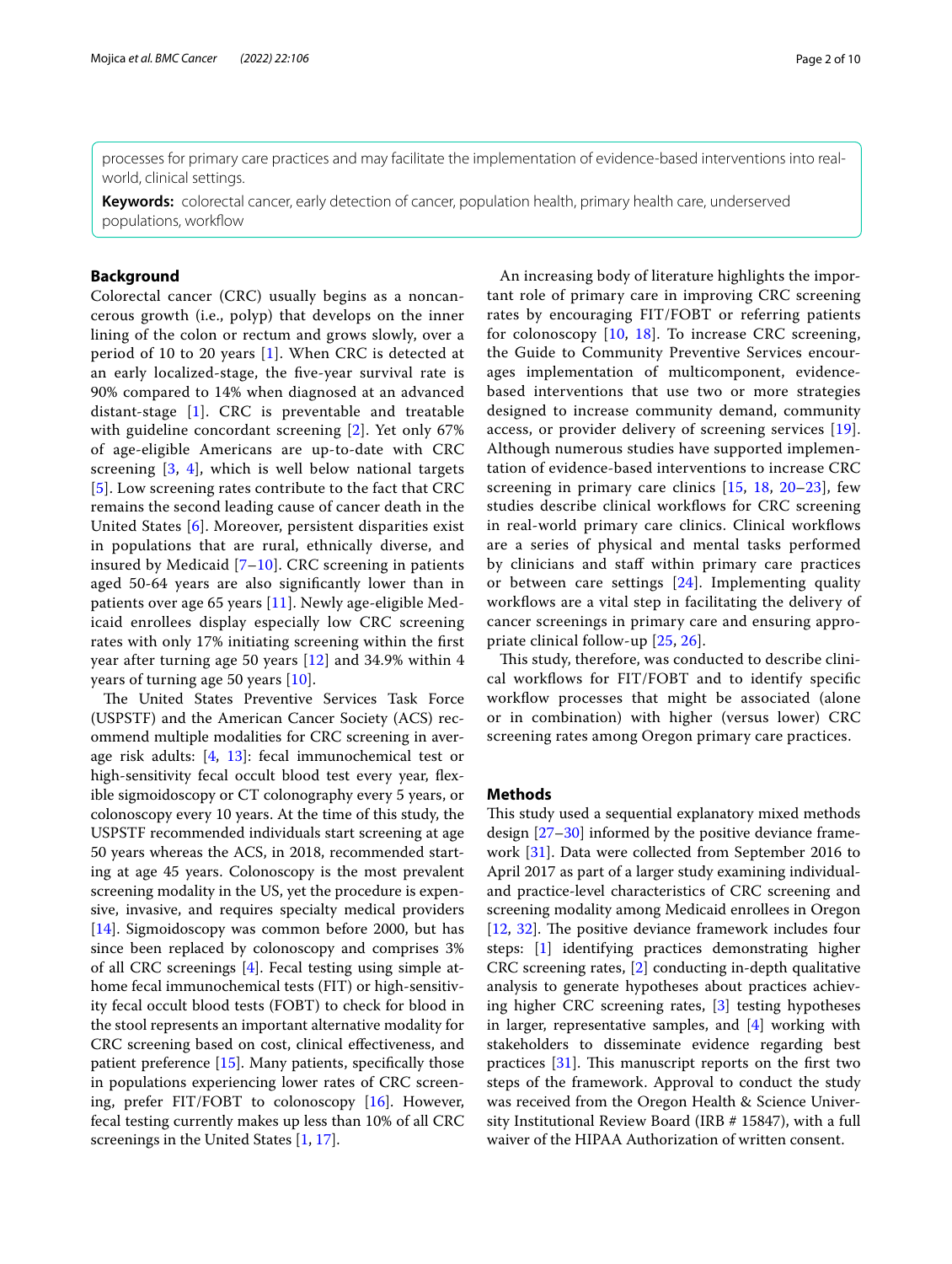processes for primary care practices and may facilitate the implementation of evidence-based interventions into real-world, clinical settings.

**Keywords:** colorectal cancer, early detection of cancer, population health, primary health care, underserved populations, workflow

## Background

Colorectal cancer (CRC) usually begins as a noncancerous growth (i.e., polyp) that develops on the inner lining of the colon or rectum and grows slowly, over a period of 10 to 20 years [1]. When CRC is detected at an early localized-stage, the five-year survival rate is 90% compared to 14% when diagnosed at an advanced distant-stage [1]. CRC is preventable and treatable with guideline concordant screening [2]. Yet only 67% of age-eligible Americans are up-to-date with CRC screening [3, 4], which is well below national targets [5]. Low screening rates contribute to the fact that CRC remains the second leading cause of cancer death in the United States [6]. Moreover, persistent disparities exist in populations that are rural, ethnically diverse, and insured by Medicaid [7–10]. CRC screening in patients aged 50-64 years are also significantly lower than in patients over age 65 years [11]. Newly age-eligible Medicaid enrollees display especially low CRC screening rates with only 17% initiating screening within the first year after turning age 50 years [12] and 34.9% within 4 years of turning age 50 years [10].

The United States Preventive Services Task Force (USPSTF) and the American Cancer Society (ACS) recommend multiple modalities for CRC screening in average risk adults: [4, 13]: fecal immunochemical test or high-sensitivity fecal occult blood test every year, flexible sigmoidoscopy or CT colonography every 5 years, or colonoscopy every 10 years. At the time of this study, the USPSTF recommended individuals start screening at age 50 years whereas the ACS, in 2018, recommended starting at age 45 years. Colonoscopy is the most prevalent screening modality in the US, yet the procedure is expensive, invasive, and requires specialty medical providers [14]. Sigmoidoscopy was common before 2000, but has since been replaced by colonoscopy and comprises 3% of all CRC screenings [4]. Fecal testing using simple at-home fecal immunochemical tests (FIT) or high-sensitivity fecal occult blood tests (FOBT) to check for blood in the stool represents an important alternative modality for CRC screening based on cost, clinical effectiveness, and patient preference [15]. Many patients, specifically those in populations experiencing lower rates of CRC screening, prefer FIT/FOBT to colonoscopy [16]. However, fecal testing currently makes up less than 10% of all CRC screenings in the United States [1, 17].

An increasing body of literature highlights the important role of primary care in improving CRC screening rates by encouraging FIT/FOBT or referring patients for colonoscopy [10, 18]. To increase CRC screening, the Guide to Community Preventive Services encourages implementation of multicomponent, evidence-based interventions that use two or more strategies designed to increase community demand, community access, or provider delivery of screening services [19]. Although numerous studies have supported implementation of evidence-based interventions to increase CRC screening in primary care clinics [15, 18, 20–23], few studies describe clinical workflows for CRC screening in real-world primary care clinics. Clinical workflows are a series of physical and mental tasks performed by clinicians and staff within primary care practices or between care settings [24]. Implementing quality workflows are a vital step in facilitating the delivery of cancer screenings in primary care and ensuring appropriate clinical follow-up [25, 26].

This study, therefore, was conducted to describe clinical workflows for FIT/FOBT and to identify specific workflow processes that might be associated (alone or in combination) with higher (versus lower) CRC screening rates among Oregon primary care practices.

## Methods

This study used a sequential explanatory mixed methods design [27–30] informed by the positive deviance framework [31]. Data were collected from September 2016 to April 2017 as part of a larger study examining individual- and practice-level characteristics of CRC screening and screening modality among Medicaid enrollees in Oregon [12, 32]. The positive deviance framework includes four steps: [1] identifying practices demonstrating higher CRC screening rates, [2] conducting in-depth qualitative analysis to generate hypotheses about practices achieving higher CRC screening rates, [3] testing hypotheses in larger, representative samples, and [4] working with stakeholders to disseminate evidence regarding best practices [31]. This manuscript reports on the first two steps of the framework. Approval to conduct the study was received from the Oregon Health & Science University Institutional Review Board (IRB # 15847), with a full waiver of the HIPAA Authorization of written consent.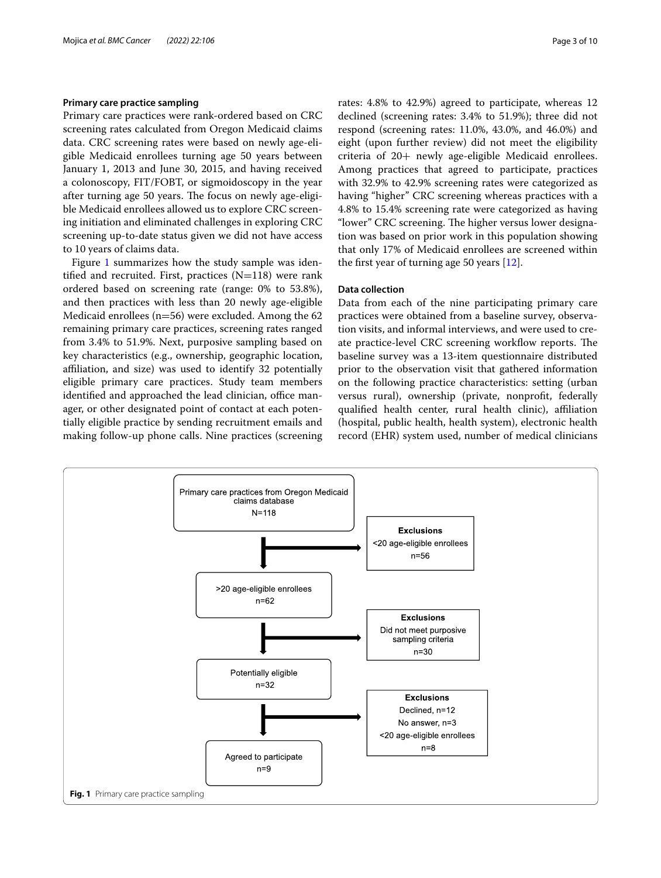### Primary care practice sampling

Primary care practices were rank-ordered based on CRC screening rates calculated from Oregon Medicaid claims data. CRC screening rates were based on newly age-eligible Medicaid enrollees turning age 50 years between January 1, 2013 and June 30, 2015, and having received a colonoscopy, FIT/FOBT, or sigmoidoscopy in the year after turning age 50 years. The focus on newly age-eligible Medicaid enrollees allowed us to explore CRC screening initiation and eliminated challenges in exploring CRC screening up-to-date status given we did not have access to 10 years of claims data.

Figure 1 summarizes how the study sample was identified and recruited. First, practices (N=118) were rank ordered based on screening rate (range: 0% to 53.8%), and then practices with less than 20 newly age-eligible Medicaid enrollees (n=56) were excluded. Among the 62 remaining primary care practices, screening rates ranged from 3.4% to 51.9%. Next, purposive sampling based on key characteristics (e.g., ownership, geographic location, affiliation, and size) was used to identify 32 potentially eligible primary care practices. Study team members identified and approached the lead clinician, office manager, or other designated point of contact at each potentially eligible practice by sending recruitment emails and making follow-up phone calls. Nine practices (screening rates: 4.8% to 42.9%) agreed to participate, whereas 12 declined (screening rates: 3.4% to 51.9%); three did not respond (screening rates: 11.0%, 43.0%, and 46.0%) and eight (upon further review) did not meet the eligibility criteria of 20+ newly age-eligible Medicaid enrollees. Among practices that agreed to participate, practices with 32.9% to 42.9% screening rates were categorized as having "higher" CRC screening whereas practices with a 4.8% to 15.4% screening rate were categorized as having "lower" CRC screening. The higher versus lower designation was based on prior work in this population showing that only 17% of Medicaid enrollees are screened within the first year of turning age 50 years [12].

### Data collection

Data from each of the nine participating primary care practices were obtained from a baseline survey, observation visits, and informal interviews, and were used to create practice-level CRC screening workflow reports. The baseline survey was a 13-item questionnaire distributed prior to the observation visit that gathered information on the following practice characteristics: setting (urban versus rural), ownership (private, nonprofit, federally qualified health center, rural health clinic), affiliation (hospital, public health, health system), electronic health record (EHR) system used, number of medical clinicians

Primary care practices from Oregon Medicaid claims database
N=118

Exclusions
<20 age-eligible enrollees
n=56

>20 age-eligible enrollees
n=62

Exclusions
Did not meet purposive sampling criteria
n=30

Potentially eligible
n=32

Exclusions
Declined, n=12
No answer, n=3
<20 age-eligible enrollees
n=8

Agreed to participate
n=9

**Fig. 1** Primary care practice sampling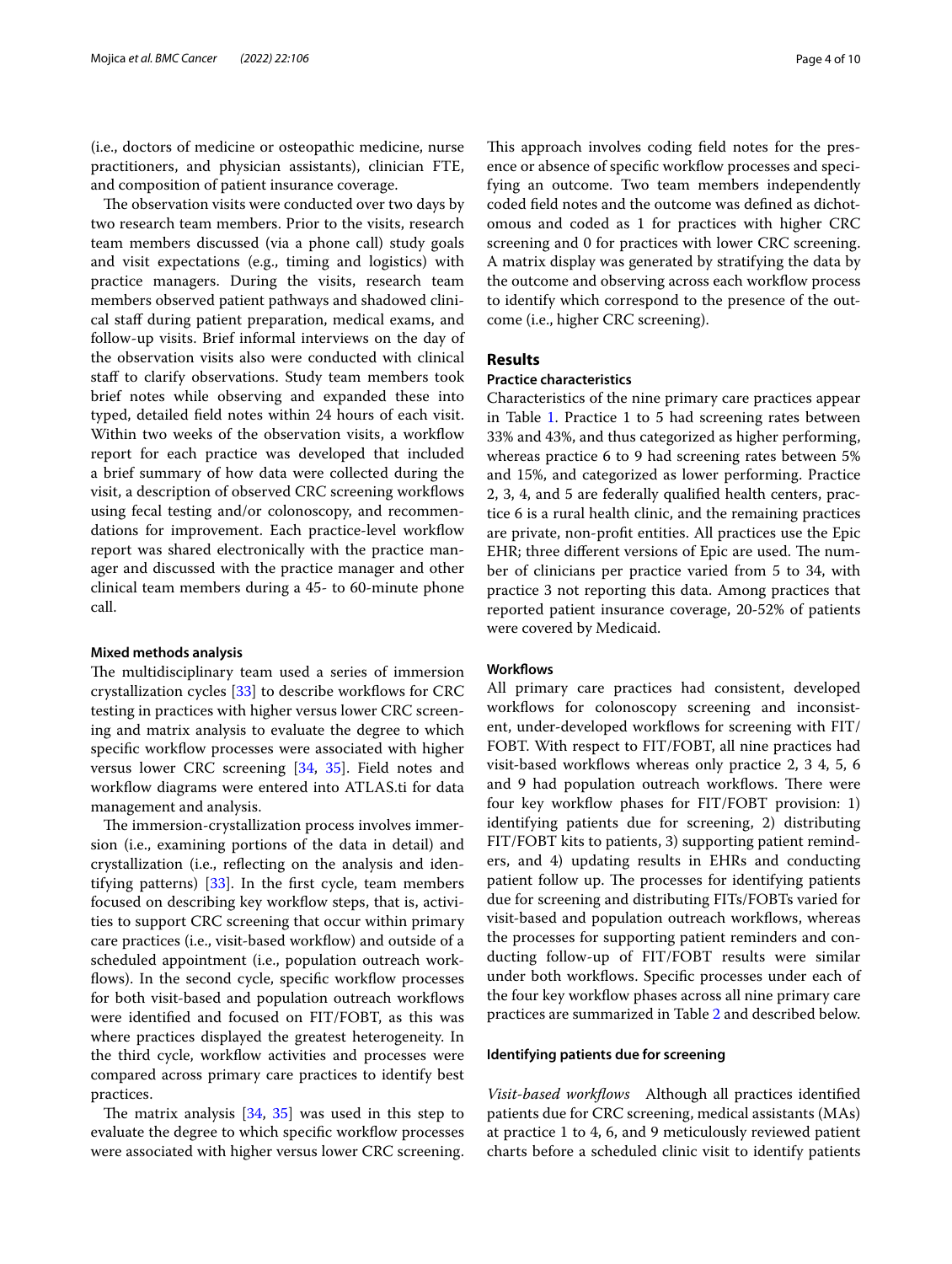(i.e., doctors of medicine or osteopathic medicine, nurse practitioners, and physician assistants), clinician FTE, and composition of patient insurance coverage.

The observation visits were conducted over two days by two research team members. Prior to the visits, research team members discussed (via a phone call) study goals and visit expectations (e.g., timing and logistics) with practice managers. During the visits, research team members observed patient pathways and shadowed clinical staff during patient preparation, medical exams, and follow-up visits. Brief informal interviews on the day of the observation visits also were conducted with clinical staff to clarify observations. Study team members took brief notes while observing and expanded these into typed, detailed field notes within 24 hours of each visit. Within two weeks of the observation visits, a workflow report for each practice was developed that included a brief summary of how data were collected during the visit, a description of observed CRC screening workflows using fecal testing and/or colonoscopy, and recommendations for improvement. Each practice-level workflow report was shared electronically with the practice manager and discussed with the practice manager and other clinical team members during a 45- to 60-minute phone call.

#### Mixed methods analysis

The multidisciplinary team used a series of immersion crystallization cycles [33] to describe workflows for CRC testing in practices with higher versus lower CRC screening and matrix analysis to evaluate the degree to which specific workflow processes were associated with higher versus lower CRC screening [34, 35]. Field notes and workflow diagrams were entered into ATLAS.ti for data management and analysis.

The immersion-crystallization process involves immersion (i.e., examining portions of the data in detail) and crystallization (i.e., reflecting on the analysis and identifying patterns) [33]. In the first cycle, team members focused on describing key workflow steps, that is, activities to support CRC screening that occur within primary care practices (i.e., visit-based workflow) and outside of a scheduled appointment (i.e., population outreach workflows). In the second cycle, specific workflow processes for both visit-based and population outreach workflows were identified and focused on FIT/FOBT, as this was where practices displayed the greatest heterogeneity. In the third cycle, workflow activities and processes were compared across primary care practices to identify best practices.

The matrix analysis [34, 35] was used in this step to evaluate the degree to which specific workflow processes were associated with higher versus lower CRC screening. This approach involves coding field notes for the presence or absence of specific workflow processes and specifying an outcome. Two team members independently coded field notes and the outcome was defined as dichotomous and coded as 1 for practices with higher CRC screening and 0 for practices with lower CRC screening. A matrix display was generated by stratifying the data by the outcome and observing across each workflow process to identify which correspond to the presence of the outcome (i.e., higher CRC screening).

## Results

### Practice characteristics

Characteristics of the nine primary care practices appear in Table 1. Practice 1 to 5 had screening rates between 33% and 43%, and thus categorized as higher performing, whereas practice 6 to 9 had screening rates between 5% and 15%, and categorized as lower performing. Practice 2, 3, 4, and 5 are federally qualified health centers, practice 6 is a rural health clinic, and the remaining practices are private, non-profit entities. All practices use the Epic EHR; three different versions of Epic are used. The number of clinicians per practice varied from 5 to 34, with practice 3 not reporting this data. Among practices that reported patient insurance coverage, 20-52% of patients were covered by Medicaid.

### Workflows

All primary care practices had consistent, developed workflows for colonoscopy screening and inconsistent, under-developed workflows for screening with FIT/FOBT. With respect to FIT/FOBT, all nine practices had visit-based workflows whereas only practice 2, 3 4, 5, 6 and 9 had population outreach workflows. There were four key workflow phases for FIT/FOBT provision: 1) identifying patients due for screening, 2) distributing FIT/FOBT kits to patients, 3) supporting patient reminders, and 4) updating results in EHRs and conducting patient follow up. The processes for identifying patients due for screening and distributing FITs/FOBTs varied for visit-based and population outreach workflows, whereas the processes for supporting patient reminders and conducting follow-up of FIT/FOBT results were similar under both workflows. Specific processes under each of the four key workflow phases across all nine primary care practices are summarized in Table 2 and described below.

#### Identifying patients due for screening

*Visit-based workflows* Although all practices identified patients due for CRC screening, medical assistants (MAs) at practice 1 to 4, 6, and 9 meticulously reviewed patient charts before a scheduled clinic visit to identify patients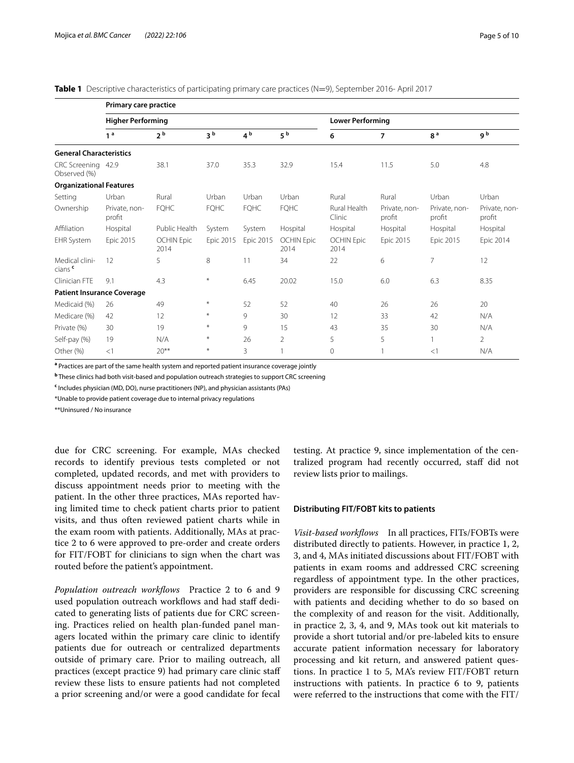**Table 1** Descriptive characteristics of participating primary care practices (N=9), September 2016- April 2017

| | Primary care practice | | | | | | | | |
|---|---|---|---|---|---|---|---|---|---|
| | Higher Performing | | | | | Lower Performing | | | |
| | 1 [a] | 2 [b] | 3 [b] | 4 [b] | 5 [b] | 6 | 7 | 8 [a] | 9 [b] |
| **General Characteristics** | | | | | | | | | |
| CRC Screening Observed (%) | 42.9 | 38.1 | 37.0 | 35.3 | 32.9 | 15.4 | 11.5 | 5.0 | 4.8 |
| **Organizational Features** | | | | | | | | | |
| Setting | Urban | Rural | Urban | Urban | Urban | Rural | Rural | Urban | Urban |
| Ownership | Private, non-profit | FQHC | FQHC | FQHC | FQHC | Rural Health Clinic | Private, non-profit | Private, non-profit | Private, non-profit |
| Affiliation | Hospital | Public Health | System | System | Hospital | Hospital | Hospital | Hospital | Hospital |
| EHR System | Epic 2015 | OCHIN Epic 2014 | Epic 2015 | Epic 2015 | OCHIN Epic 2014 | OCHIN Epic 2014 | Epic 2015 | Epic 2015 | Epic 2014 |
| Medical clinicians [c] | 12 | 5 | 8 | 11 | 34 | 22 | 6 | 7 | 12 |
| Clinician FTE | 9.1 | 4.3 | * | 6.45 | 20.02 | 15.0 | 6.0 | 6.3 | 8.35 |
| **Patient Insurance Coverage** | | | | | | | | | |
| Medicaid (%) | 26 | 49 | * | 52 | 52 | 40 | 26 | 26 | 20 |
| Medicare (%) | 42 | 12 | * | 9 | 30 | 12 | 33 | 42 | N/A |
| Private (%) | 30 | 19 | * | 9 | 15 | 43 | 35 | 30 | N/A |
| Self-pay (%) | 19 | N/A | * | 26 | 2 | 5 | 5 | 1 | 2 |
| Other (%) | <1 | 20** | * | 3 | 1 | 0 | 1 | <1 | N/A |

[a] Practices are part of the same health system and reported patient insurance coverage jointly

[b] These clinics had both visit-based and population outreach strategies to support CRC screening

[c] Includes physician (MD, DO), nurse practitioners (NP), and physician assistants (PAs)

*Unable to provide patient coverage due to internal privacy regulations

**Uninsured / No insurance

due for CRC screening. For example, MAs checked records to identify previous tests completed or not completed, updated records, and met with providers to discuss appointment needs prior to meeting with the patient. In the other three practices, MAs reported having limited time to check patient charts prior to patient visits, and thus often reviewed patient charts while in the exam room with patients. Additionally, MAs at practice 2 to 6 were approved to pre-order and create orders for FIT/FOBT for clinicians to sign when the chart was routed before the patient's appointment.

*Population outreach workflows* Practice 2 to 6 and 9 used population outreach workflows and had staff dedicated to generating lists of patients due for CRC screening. Practices relied on health plan-funded panel managers located within the primary care clinic to identify patients due for outreach or centralized departments outside of primary care. Prior to mailing outreach, all practices (except practice 9) had primary care clinic staff review these lists to ensure patients had not completed a prior screening and/or were a good candidate for fecal testing. At practice 9, since implementation of the centralized program had recently occurred, staff did not review lists prior to mailings.

### Distributing FIT/FOBT kits to patients

*Visit-based workflows* In all practices, FITs/FOBTs were distributed directly to patients. However, in practice 1, 2, 3, and 4, MAs initiated discussions about FIT/FOBT with patients in exam rooms and addressed CRC screening regardless of appointment type. In the other practices, providers are responsible for discussing CRC screening with patients and deciding whether to do so based on the complexity of and reason for the visit. Additionally, in practice 2, 3, 4, and 9, MAs took out kit materials to provide a short tutorial and/or pre-labeled kits to ensure accurate patient information necessary for laboratory processing and kit return, and answered patient questions. In practice 1 to 5, MA's review FIT/FOBT return instructions with patients. In practice 6 to 9, patients were referred to the instructions that come with the FIT/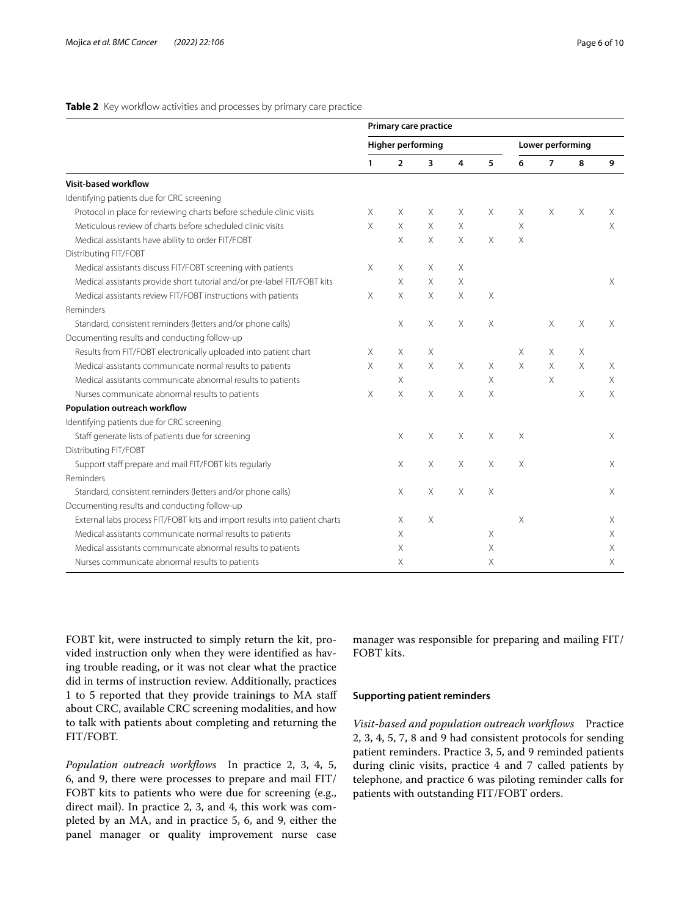**Table 2** Key workflow activities and processes by primary care practice

| | Primary care practice | | | | | | | | |
|---|---|---|---|---|---|---|---|---|---|
| | Higher performing | | | | | Lower performing | | | |
| | 1 | 2 | 3 | 4 | 5 | 6 | 7 | 8 | 9 |
| **Visit-based workflow** | | | | | | | | | |
| Identifying patients due for CRC screening | | | | | | | | | |
| Protocol in place for reviewing charts before schedule clinic visits | X | X | X | X | X | X | X | X | X |
| Meticulous review of charts before scheduled clinic visits | X | X | X | X | | X | | | X |
| Medical assistants have ability to order FIT/FOBT | | X | X | X | X | X | | | |
| Distributing FIT/FOBT | | | | | | | | | |
| Medical assistants discuss FIT/FOBT screening with patients | X | X | X | X | | | | | |
| Medical assistants provide short tutorial and/or pre-label FIT/FOBT kits | | X | X | X | | | | | X |
| Medical assistants review FIT/FOBT instructions with patients | X | X | X | X | X | | | | |
| Reminders | | | | | | | | | |
| Standard, consistent reminders (letters and/or phone calls) | | X | X | X | X | | X | X | X |
| Documenting results and conducting follow-up | | | | | | | | | |
| Results from FIT/FOBT electronically uploaded into patient chart | X | X | X | | | X | X | X | |
| Medical assistants communicate normal results to patients | X | X | X | X | X | X | X | X | X |
| Medical assistants communicate abnormal results to patients | | X | | | X | | X | | X |
| Nurses communicate abnormal results to patients | X | X | X | X | X | | | X | X |
| **Population outreach workflow** | | | | | | | | | |
| Identifying patients due for CRC screening | | | | | | | | | |
| Staff generate lists of patients due for screening | | X | X | X | X | X | | | X |
| Distributing FIT/FOBT | | | | | | | | | |
| Support staff prepare and mail FIT/FOBT kits regularly | | X | X | X | X | X | | | X |
| Reminders | | | | | | | | | |
| Standard, consistent reminders (letters and/or phone calls) | | X | X | X | X | | | | X |
| Documenting results and conducting follow-up | | | | | | | | | |
| External labs process FIT/FOBT kits and import results into patient charts | | X | X | | | X | | | X |
| Medical assistants communicate normal results to patients | | X | | | X | | | | X |
| Medical assistants communicate abnormal results to patients | | X | | | X | | | | X |
| Nurses communicate abnormal results to patients | | X | | | X | | | | X |

FOBT kit, were instructed to simply return the kit, provided instruction only when they were identified as having trouble reading, or it was not clear what the practice did in terms of instruction review. Additionally, practices 1 to 5 reported that they provide trainings to MA staff about CRC, available CRC screening modalities, and how to talk with patients about completing and returning the FIT/FOBT.

*Population outreach workflows* In practice 2, 3, 4, 5, 6, and 9, there were processes to prepare and mail FIT/FOBT kits to patients who were due for screening (e.g., direct mail). In practice 2, 3, and 4, this work was completed by an MA, and in practice 5, 6, and 9, either the panel manager or quality improvement nurse case manager was responsible for preparing and mailing FIT/FOBT kits.

### Supporting patient reminders

*Visit-based and population outreach workflows* Practice 2, 3, 4, 5, 7, 8 and 9 had consistent protocols for sending patient reminders. Practice 3, 5, and 9 reminded patients during clinic visits, practice 4 and 7 called patients by telephone, and practice 6 was piloting reminder calls for patients with outstanding FIT/FOBT orders.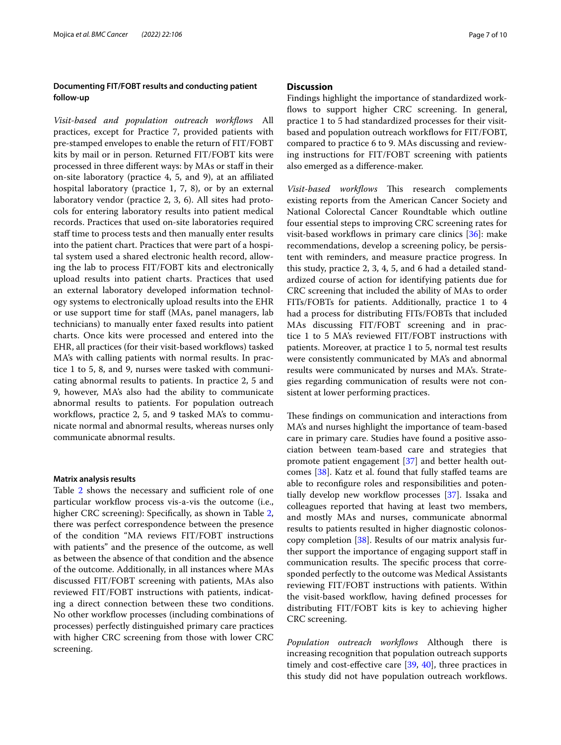### Documenting FIT/FOBT results and conducting patient follow-up

*Visit-based and population outreach workflows* All practices, except for Practice 7, provided patients with pre-stamped envelopes to enable the return of FIT/FOBT kits by mail or in person. Returned FIT/FOBT kits were processed in three different ways: by MAs or staff in their on-site laboratory (practice 4, 5, and 9), at an affiliated hospital laboratory (practice 1, 7, 8), or by an external laboratory vendor (practice 2, 3, 6). All sites had protocols for entering laboratory results into patient medical records. Practices that used on-site laboratories required staff time to process tests and then manually enter results into the patient chart. Practices that were part of a hospital system used a shared electronic health record, allowing the lab to process FIT/FOBT kits and electronically upload results into patient charts. Practices that used an external laboratory developed information technology systems to electronically upload results into the EHR or use support time for staff (MAs, panel managers, lab technicians) to manually enter faxed results into patient charts. Once kits were processed and entered into the EHR, all practices (for their visit-based workflows) tasked MA's with calling patients with normal results. In practice 1 to 5, 8, and 9, nurses were tasked with communicating abnormal results to patients. In practice 2, 5 and 9, however, MA's also had the ability to communicate abnormal results to patients. For population outreach workflows, practice 2, 5, and 9 tasked MA's to communicate normal and abnormal results, whereas nurses only communicate abnormal results.

#### Matrix analysis results

Table 2 shows the necessary and sufficient role of one particular workflow process vis-a-vis the outcome (i.e., higher CRC screening): Specifically, as shown in Table 2, there was perfect correspondence between the presence of the condition "MA reviews FIT/FOBT instructions with patients" and the presence of the outcome, as well as between the absence of that condition and the absence of the outcome. Additionally, in all instances where MAs discussed FIT/FOBT screening with patients, MAs also reviewed FIT/FOBT instructions with patients, indicating a direct connection between these two conditions. No other workflow processes (including combinations of processes) perfectly distinguished primary care practices with higher CRC screening from those with lower CRC screening.

## Discussion

Findings highlight the importance of standardized workflows to support higher CRC screening. In general, practice 1 to 5 had standardized processes for their visit-based and population outreach workflows for FIT/FOBT, compared to practice 6 to 9. MAs discussing and reviewing instructions for FIT/FOBT screening with patients also emerged as a difference-maker.

*Visit-based workflows* This research complements existing reports from the American Cancer Society and National Colorectal Cancer Roundtable which outline four essential steps to improving CRC screening rates for visit-based workflows in primary care clinics [36]: make recommendations, develop a screening policy, be persistent with reminders, and measure practice progress. In this study, practice 2, 3, 4, 5, and 6 had a detailed standardized course of action for identifying patients due for CRC screening that included the ability of MAs to order FITs/FOBTs for patients. Additionally, practice 1 to 4 had a process for distributing FITs/FOBTs that included MAs discussing FIT/FOBT screening and in practice 1 to 5 MA's reviewed FIT/FOBT instructions with patients. Moreover, at practice 1 to 5, normal test results were consistently communicated by MA's and abnormal results were communicated by nurses and MA's. Strategies regarding communication of results were not consistent at lower performing practices.

These findings on communication and interactions from MA's and nurses highlight the importance of team-based care in primary care. Studies have found a positive association between team-based care and strategies that promote patient engagement [37] and better health outcomes [38]. Katz et al. found that fully staffed teams are able to reconfigure roles and responsibilities and potentially develop new workflow processes [37]. Issaka and colleagues reported that having at least two members, and mostly MAs and nurses, communicate abnormal results to patients resulted in higher diagnostic colonoscopy completion [38]. Results of our matrix analysis further support the importance of engaging support staff in communication results. The specific process that corresponded perfectly to the outcome was Medical Assistants reviewing FIT/FOBT instructions with patients. Within the visit-based workflow, having defined processes for distributing FIT/FOBT kits is key to achieving higher CRC screening.

*Population outreach workflows* Although there is increasing recognition that population outreach supports timely and cost-effective care [39, 40], three practices in this study did not have population outreach workflows.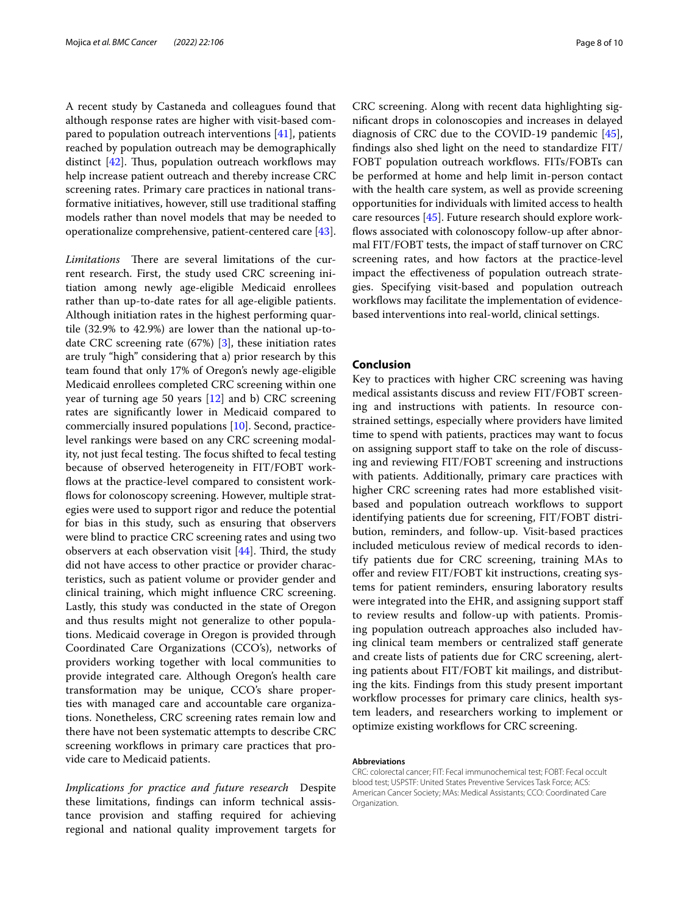A recent study by Castaneda and colleagues found that although response rates are higher with visit-based compared to population outreach interventions [41], patients reached by population outreach may be demographically distinct [42]. Thus, population outreach workflows may help increase patient outreach and thereby increase CRC screening rates. Primary care practices in national transformative initiatives, however, still use traditional staffing models rather than novel models that may be needed to operationalize comprehensive, patient-centered care [43].

*Limitations* There are several limitations of the current research. First, the study used CRC screening initiation among newly age-eligible Medicaid enrollees rather than up-to-date rates for all age-eligible patients. Although initiation rates in the highest performing quartile (32.9% to 42.9%) are lower than the national up-to-date CRC screening rate (67%) [3], these initiation rates are truly "high" considering that a) prior research by this team found that only 17% of Oregon's newly age-eligible Medicaid enrollees completed CRC screening within one year of turning age 50 years [12] and b) CRC screening rates are significantly lower in Medicaid compared to commercially insured populations [10]. Second, practice-level rankings were based on any CRC screening modality, not just fecal testing. The focus shifted to fecal testing because of observed heterogeneity in FIT/FOBT workflows at the practice-level compared to consistent workflows for colonoscopy screening. However, multiple strategies were used to support rigor and reduce the potential for bias in this study, such as ensuring that observers were blind to practice CRC screening rates and using two observers at each observation visit [44]. Third, the study did not have access to other practice or provider characteristics, such as patient volume or provider gender and clinical training, which might influence CRC screening. Lastly, this study was conducted in the state of Oregon and thus results might not generalize to other populations. Medicaid coverage in Oregon is provided through Coordinated Care Organizations (CCO's), networks of providers working together with local communities to provide integrated care. Although Oregon's health care transformation may be unique, CCO's share properties with managed care and accountable care organizations. Nonetheless, CRC screening rates remain low and there have not been systematic attempts to describe CRC screening workflows in primary care practices that provide care to Medicaid patients.

*Implications for practice and future research* Despite these limitations, findings can inform technical assistance provision and staffing required for achieving regional and national quality improvement targets for CRC screening. Along with recent data highlighting significant drops in colonoscopies and increases in delayed diagnosis of CRC due to the COVID-19 pandemic [45], findings also shed light on the need to standardize FIT/FOBT population outreach workflows. FITs/FOBTs can be performed at home and help limit in-person contact with the health care system, as well as provide screening opportunities for individuals with limited access to health care resources [45]. Future research should explore workflows associated with colonoscopy follow-up after abnormal FIT/FOBT tests, the impact of staff turnover on CRC screening rates, and how factors at the practice-level impact the effectiveness of population outreach strategies. Specifying visit-based and population outreach workflows may facilitate the implementation of evidence-based interventions into real-world, clinical settings.

## Conclusion

Key to practices with higher CRC screening was having medical assistants discuss and review FIT/FOBT screening and instructions with patients. In resource constrained settings, especially where providers have limited time to spend with patients, practices may want to focus on assigning support staff to take on the role of discussing and reviewing FIT/FOBT screening and instructions with patients. Additionally, primary care practices with higher CRC screening rates had more established visit-based and population outreach workflows to support identifying patients due for screening, FIT/FOBT distribution, reminders, and follow-up. Visit-based practices included meticulous review of medical records to identify patients due for CRC screening, training MAs to offer and review FIT/FOBT kit instructions, creating systems for patient reminders, ensuring laboratory results were integrated into the EHR, and assigning support staff to review results and follow-up with patients. Promising population outreach approaches also included having clinical team members or centralized staff generate and create lists of patients due for CRC screening, alerting patients about FIT/FOBT kit mailings, and distributing the kits. Findings from this study present important workflow processes for primary care clinics, health system leaders, and researchers working to implement or optimize existing workflows for CRC screening.

#### Abbreviations

CRC: colorectal cancer; FIT: Fecal immunochemical test; FOBT: Fecal occult blood test; USPSTF: United States Preventive Services Task Force; ACS: American Cancer Society; MAs: Medical Assistants; CCO: Coordinated Care Organization.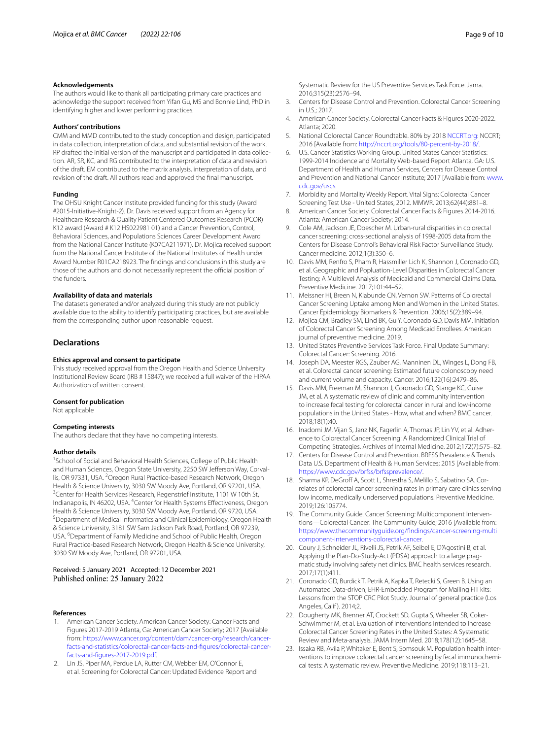#### Acknowledgements

The authors would like to thank all participating primary care practices and acknowledge the support received from Yifan Gu, MS and Bonnie Lind, PhD in identifying higher and lower performing practices.

#### Authors' contributions

CMM and MMD contributed to the study conception and design, participated in data collection, interpretation of data, and substantial revision of the work. RP drafted the initial version of the manuscript and participated in data collection. AR, SR, KC, and RG contributed to the interpretation of data and revision of the draft. EM contributed to the matrix analysis, interpretation of data, and revision of the draft. All authors read and approved the final manuscript.

#### Funding

The OHSU Knight Cancer Institute provided funding for this study (Award #2015-Initiative-Knight-2). Dr. Davis received support from an Agency for Healthcare Research & Quality Patient Centered Outcomes Research (PCOR) K12 award (Award # K12 HS022981 01) and a Cancer Prevention, Control, Behavioral Sciences, and Populations Sciences Career Development Award from the National Cancer Institute (K07CA211971). Dr. Mojica received support from the National Cancer Institute of the National Institutes of Health under Award Number R01CA218923. The findings and conclusions in this study are those of the authors and do not necessarily represent the official position of the funders.

#### Availability of data and materials

The datasets generated and/or analyzed during this study are not publicly available due to the ability to identify participating practices, but are available from the corresponding author upon reasonable request.

## Declarations

#### Ethics approval and consent to participate

This study received approval from the Oregon Health and Science University Institutional Review Board (IRB # 15847); we received a full waiver of the HIPAA Authorization of written consent.

#### Consent for publication

Not applicable

#### Competing interests

The authors declare that they have no competing interests.

#### Author details

[1]School of Social and Behavioral Health Sciences, College of Public Health and Human Sciences, Oregon State University, 2250 SW Jefferson Way, Corvallis, OR 97331, USA. [2]Oregon Rural Practice-based Research Network, Oregon Health & Science University, 3030 SW Moody Ave, Portland, OR 97201, USA. [3]Center for Health Services Research, Regenstrief Institute, 1101 W 10th St, Indianapolis, IN 46202, USA. [4]Center for Health Systems Effectiveness, Oregon Health & Science University, 3030 SW Moody Ave, Portland, OR 9720, USA. [5]Department of Medical Informatics and Clinical Epidemiology, Oregon Health & Science University, 3181 SW Sam Jackson Park Road, Portland, OR 97239, USA. [6]Department of Family Medicine and School of Public Health, Oregon Rural Practice-based Research Network, Oregon Health & Science University, 3030 SW Moody Ave, Portland, OR 97201, USA.

Received: 5 January 2021 Accepted: 12 December 2021
Published online: 25 January 2022

#### References

1. American Cancer Society. American Cancer Society: Cancer Facts and Figures 2017-2019 Atlanta, Ga: American Cancer Society; 2017 [Available from: https://www.cancer.org/content/dam/cancer-org/research/cancer-facts-and-statistics/colorectal-cancer-facts-and-figures/colorectal-cancer-facts-and-figures-2017-2019.pdf.
2. Lin JS, Piper MA, Perdue LA, Rutter CM, Webber EM, O'Connor E, et al. Screening for Colorectal Cancer: Updated Evidence Report and Systematic Review for the US Preventive Services Task Force. Jama. 2016;315(23):2576–94.
3. Centers for Disease Control and Prevention. Colorectal Cancer Screening in U.S.; 2017.
4. American Cancer Society. Colorectal Cancer Facts & Figures 2020-2022. Atlanta; 2020.
5. National Colorectal Cancer Roundtable. 80% by 2018 NCCRT.org: NCCRT; 2016 [Available from: http://nccrt.org/tools/80-percent-by-2018/.
6. U.S. Cancer Statistics Working Group. United States Cancer Statistics: 1999-2014 Incidence and Mortality Web-based Report Atlanta, GA: U.S. Department of Health and Human Services, Centers for Disease Control and Prevention and National Cancer Institute; 2017 [Available from: www.cdc.gov/uscs.
7. Morbidity and Mortality Weekly Report. Vital Signs: Colorectal Cancer Screening Test Use - United States, 2012. MMWR. 2013;62(44):881–8.
8. American Cancer Society. Colorectal Cancer Facts & Figures 2014-2016. Atlanta: American Cancer Society; 2014.
9. Cole AM, Jackson JE, Doescher M. Urban-rural disparities in colorectal cancer screening: cross-sectional analysis of 1998-2005 data from the Centers for Disease Control's Behavioral Risk Factor Surveillance Study. Cancer medicine. 2012;1(3):350–6.
10. Davis MM, Renfro S, Pham R, Hassmiller Lich K, Shannon J, Coronado GD, et al. Geographic and Popluation-Level Disparities in Colorectal Cancer Testing: A Multilevel Analysis of Medicaid and Commercial Claims Data. Preventive Medicine. 2017;101:44–52.
11. Meissner HI, Breen N, Klabunde CN, Vernon SW. Patterns of Colorectal Cancer Screening Uptake among Men and Women in the United States. Cancer Epidemiology Biomarkers & Prevention. 2006;15(2):389–94.
12. Mojica CM, Bradley SM, Lind BK, Gu Y, Coronado GD, Davis MM. Initiation of Colorectal Cancer Screening Among Medicaid Enrollees. American journal of preventive medicine. 2019.
13. United States Preventive Services Task Force. Final Update Summary: Colorectal Cancer: Screening. 2016.
14. Joseph DA, Meester RGS, Zauber AG, Manninen DL, Winges L, Dong FB, et al. Colorectal cancer screening: Estimated future colonoscopy need and current volume and capacity. Cancer. 2016;122(16):2479–86.
15. Davis MM, Freeman M, Shannon J, Coronado GD, Stange KC, Guise JM, et al. A systematic review of clinic and community intervention to increase fecal testing for colorectal cancer in rural and low-income populations in the United States - How, what and when? BMC cancer. 2018;18(1):40.
16. Inadomi JM, Vijan S, Janz NK, Fagerlin A, Thomas JP, Lin YV, et al. Adherence to Colorectal Cancer Screening: A Randomized Clinical Trial of Competing Strategies. Archives of Internal Medicine. 2012;172(7):575–82.
17. Centers for Disease Control and Prevention. BRFSS Prevalence & Trends Data U.S. Department of Health & Human Services; 2015 [Available from: https://www.cdc.gov/brfss/brfssprevalence/.
18. Sharma KP, DeGroff A, Scott L, Shrestha S, Melillo S, Sabatino SA. Correlates of colorectal cancer screening rates in primary care clinics serving low income, medically underserved populations. Preventive Medicine. 2019;126:105774.
19. The Community Guide. Cancer Screening: Multicomponent Interventions—Colorectal Cancer: The Community Guide; 2016 [Available from: https://www.thecommunityguide.org/findings/cancer-screening-multicomponent-interventions-colorectal-cancer.
20. Coury J, Schneider JL, Rivelli JS, Petrik AF, Seibel E, D'Agostini B, et al. Applying the Plan-Do-Study-Act (PDSA) approach to a large pragmatic study involving safety net clinics. BMC health services research. 2017;17(1):411.
21. Coronado GD, Burdick T, Petrik A, Kapka T, Retecki S, Green B. Using an Automated Data-driven, EHR-Embedded Program for Mailing FIT kits: Lessons from the STOP CRC Pilot Study. Journal of general practice (Los Angeles, Calif). 2014;2.
22. Dougherty MK, Brenner AT, Crockett SD, Gupta S, Wheeler SB, Coker-Schwimmer M, et al. Evaluation of Interventions Intended to Increase Colorectal Cancer Screening Rates in the United States: A Systematic Review and Meta-analysis. JAMA Intern Med. 2018;178(12):1645–58.
23. Issaka RB, Avila P, Whitaker E, Bent S, Somsouk M. Population health interventions to improve colorectal cancer screening by fecal immunochemical tests: A systematic review. Preventive Medicine. 2019;118:113–21.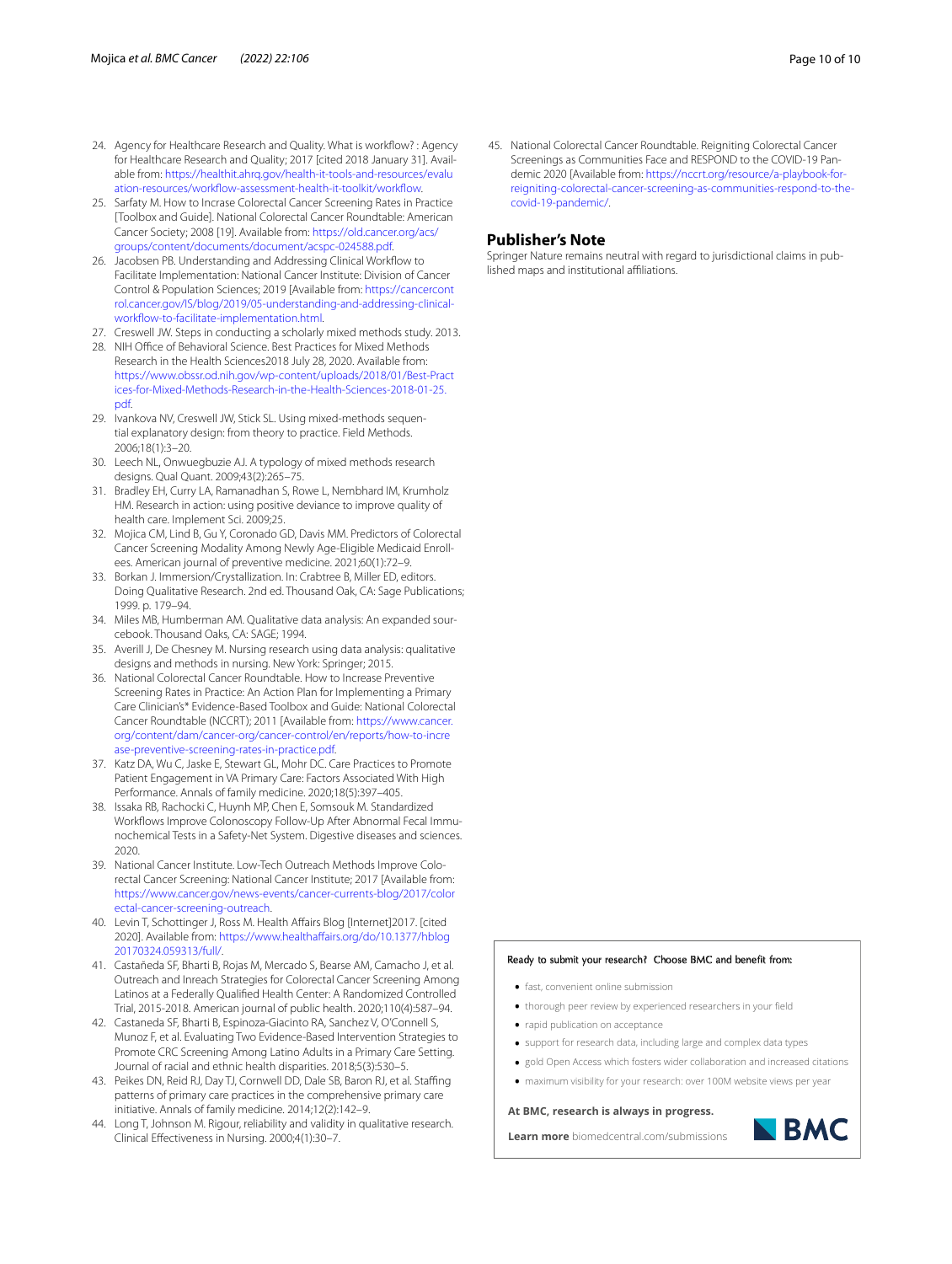24. Agency for Healthcare Research and Quality. What is workflow? : Agency for Healthcare Research and Quality; 2017 [cited 2018 January 31]. Available from: https://healthit.ahrq.gov/health-it-tools-and-resources/evaluation-resources/workflow-assessment-health-it-toolkit/workflow.
25. Sarfaty M. How to Incrase Colorectal Cancer Screening Rates in Practice [Toolbox and Guide]. National Colorectal Cancer Roundtable: American Cancer Society; 2008 [19]. Available from: https://old.cancer.org/acs/groups/content/documents/document/acspc-024588.pdf.
26. Jacobsen PB. Understanding and Addressing Clinical Workflow to Facilitate Implementation: National Cancer Institute: Division of Cancer Control & Population Sciences; 2019 [Available from: https://cancercontrol.cancer.gov/IS/blog/2019/05-understanding-and-addressing-clinical-workflow-to-facilitate-implementation.html.
27. Creswell JW. Steps in conducting a scholarly mixed methods study. 2013.
28. NIH Office of Behavioral Science. Best Practices for Mixed Methods Research in the Health Sciences2018 July 28, 2020. Available from: https://www.obssr.od.nih.gov/wp-content/uploads/2018/01/Best-Practices-for-Mixed-Methods-Research-in-the-Health-Sciences-2018-01-25.pdf.
29. Ivankova NV, Creswell JW, Stick SL. Using mixed-methods sequential explanatory design: from theory to practice. Field Methods. 2006;18(1):3–20.
30. Leech NL, Onwuegbuzie AJ. A typology of mixed methods research designs. Qual Quant. 2009;43(2):265–75.
31. Bradley EH, Curry LA, Ramanadhan S, Rowe L, Nembhard IM, Krumholz HM. Research in action: using positive deviance to improve quality of health care. Implement Sci. 2009;25.
32. Mojica CM, Lind B, Gu Y, Coronado GD, Davis MM. Predictors of Colorectal Cancer Screening Modality Among Newly Age-Eligible Medicaid Enrollees. American journal of preventive medicine. 2021;60(1):72–9.
33. Borkan J. Immersion/Crystallization. In: Crabtree B, Miller ED, editors. Doing Qualitative Research. 2nd ed. Thousand Oak, CA: Sage Publications; 1999. p. 179–94.
34. Miles MB, Humberman AM. Qualitative data analysis: An expanded sourcebook. Thousand Oaks, CA: SAGE; 1994.
35. Averill J, De Chesney M. Nursing research using data analysis: qualitative designs and methods in nursing. New York: Springer; 2015.
36. National Colorectal Cancer Roundtable. How to Increase Preventive Screening Rates in Practice: An Action Plan for Implementing a Primary Care Clinician's* Evidence-Based Toolbox and Guide: National Colorectal Cancer Roundtable (NCCRT); 2011 [Available from: https://www.cancer.org/content/dam/cancer-org/cancer-control/en/reports/how-to-increase-preventive-screening-rates-in-practice.pdf.
37. Katz DA, Wu C, Jaske E, Stewart GL, Mohr DC. Care Practices to Promote Patient Engagement in VA Primary Care: Factors Associated With High Performance. Annals of family medicine. 2020;18(5):397–405.
38. Issaka RB, Rachocki C, Huynh MP, Chen E, Somsouk M. Standardized Workflows Improve Colonoscopy Follow-Up After Abnormal Fecal Immunochemical Tests in a Safety-Net System. Digestive diseases and sciences. 2020.
39. National Cancer Institute. Low-Tech Outreach Methods Improve Colorectal Cancer Screening: National Cancer Institute; 2017 [Available from: https://www.cancer.gov/news-events/cancer-currents-blog/2017/colorectal-cancer-screening-outreach.
40. Levin T, Schottinger J, Ross M. Health Affairs Blog [Internet]2017. [cited 2020]. Available from: https://www.healthaffairs.org/do/10.1377/hblog20170324.059313/full/.
41. Castañeda SF, Bharti B, Rojas M, Mercado S, Bearse AM, Camacho J, et al. Outreach and Inreach Strategies for Colorectal Cancer Screening Among Latinos at a Federally Qualified Health Center: A Randomized Controlled Trial, 2015-2018. American journal of public health. 2020;110(4):587–94.
42. Castaneda SF, Bharti B, Espinoza-Giacinto RA, Sanchez V, O'Connell S, Munoz F, et al. Evaluating Two Evidence-Based Intervention Strategies to Promote CRC Screening Among Latino Adults in a Primary Care Setting. Journal of racial and ethnic health disparities. 2018;5(3):530–5.
43. Peikes DN, Reid RJ, Day TJ, Cornwell DD, Dale SB, Baron RJ, et al. Staffing patterns of primary care practices in the comprehensive primary care initiative. Annals of family medicine. 2014;12(2):142–9.
44. Long T, Johnson M. Rigour, reliability and validity in qualitative research. Clinical Effectiveness in Nursing. 2000;4(1):30–7.
45. National Colorectal Cancer Roundtable. Reigniting Colorectal Cancer Screenings as Communities Face and RESPOND to the COVID-19 Pandemic 2020 [Available from: https://nccrt.org/resource/a-playbook-for-reigniting-colorectal-cancer-screening-as-communities-respond-to-the-covid-19-pandemic/.

## Publisher's Note

Springer Nature remains neutral with regard to jurisdictional claims in published maps and institutional affiliations.

Ready to submit your research? Choose BMC and benefit from:

- fast, convenient online submission
- thorough peer review by experienced researchers in your field
- rapid publication on acceptance
- support for research data, including large and complex data types
- gold Open Access which fosters wider collaboration and increased citations
- maximum visibility for your research: over 100M website views per year

**At BMC, research is always in progress.**

**Learn more** biomedcentral.com/submissions

BMC